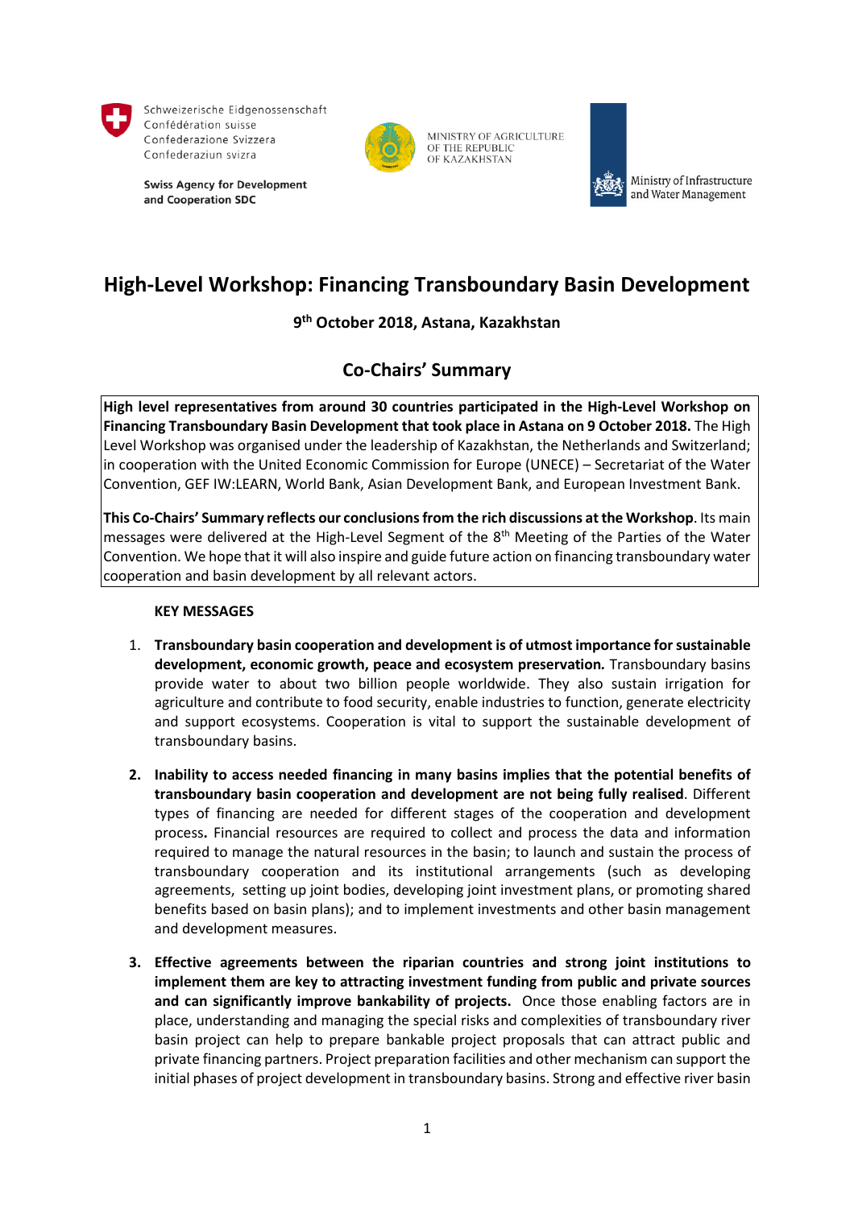Schweizerische Eidgenossenschaft
Confédération suisse
Confederazione Svizzera
Confederaziun svizra

**Swiss Agency for Development and Cooperation SDC**

MINISTRY OF AGRICULTURE OF THE REPUBLIC OF KAZAKHSTAN

Ministry of Infrastructure and Water Management

# High-Level Workshop: Financing Transboundary Basin Development

**9th October 2018, Astana, Kazakhstan**

## Co-Chairs' Summary

**High level representatives from around 30 countries participated in the High-Level Workshop on Financing Transboundary Basin Development that took place in Astana on 9 October 2018.** The High Level Workshop was organised under the leadership of Kazakhstan, the Netherlands and Switzerland; in cooperation with the United Economic Commission for Europe (UNECE) – Secretariat of the Water Convention, GEF IW:LEARN, World Bank, Asian Development Bank, and European Investment Bank.

**This Co-Chairs' Summary reflects our conclusions from the rich discussions at the Workshop**. Its main messages were delivered at the High-Level Segment of the 8th Meeting of the Parties of the Water Convention. We hope that it will also inspire and guide future action on financing transboundary water cooperation and basin development by all relevant actors.

**KEY MESSAGES**

1. **Transboundary basin cooperation and development is of utmost importance for sustainable development, economic growth, peace and ecosystem preservation.** Transboundary basins provide water to about two billion people worldwide. They also sustain irrigation for agriculture and contribute to food security, enable industries to function, generate electricity and support ecosystems. Cooperation is vital to support the sustainable development of transboundary basins.

2. **Inability to access needed financing in many basins implies that the potential benefits of transboundary basin cooperation and development are not being fully realised**. Different types of financing are needed for different stages of the cooperation and development process**.** Financial resources are required to collect and process the data and information required to manage the natural resources in the basin; to launch and sustain the process of transboundary cooperation and its institutional arrangements (such as developing agreements, setting up joint bodies, developing joint investment plans, or promoting shared benefits based on basin plans); and to implement investments and other basin management and development measures.

3. **Effective agreements between the riparian countries and strong joint institutions to implement them are key to attracting investment funding from public and private sources and can significantly improve bankability of projects.** Once those enabling factors are in place, understanding and managing the special risks and complexities of transboundary river basin project can help to prepare bankable project proposals that can attract public and private financing partners. Project preparation facilities and other mechanism can support the initial phases of project development in transboundary basins. Strong and effective river basin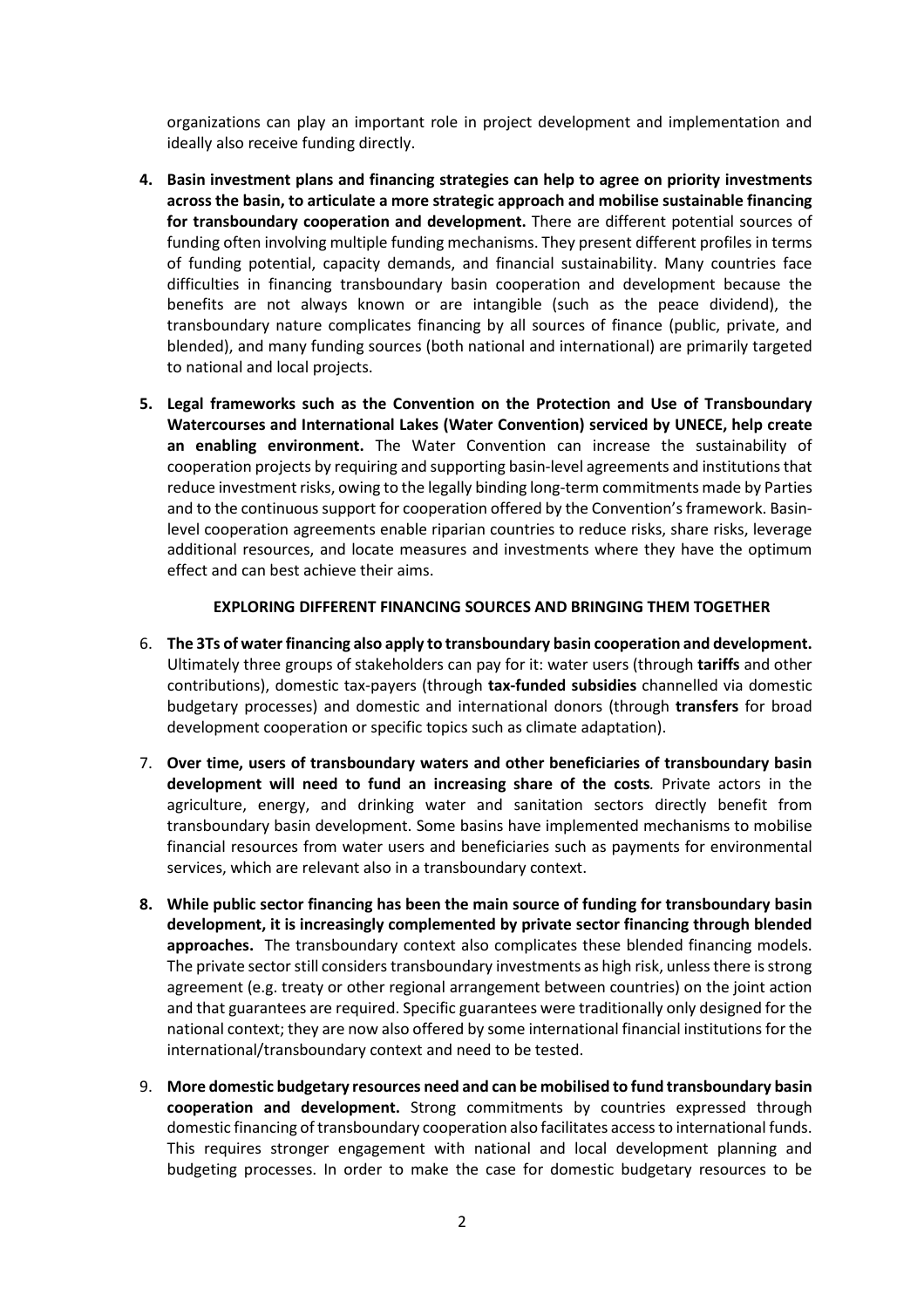organizations can play an important role in project development and implementation and ideally also receive funding directly.

4. **Basin investment plans and financing strategies can help to agree on priority investments across the basin, to articulate a more strategic approach and mobilise sustainable financing for transboundary cooperation and development.** There are different potential sources of funding often involving multiple funding mechanisms. They present different profiles in terms of funding potential, capacity demands, and financial sustainability. Many countries face difficulties in financing transboundary basin cooperation and development because the benefits are not always known or are intangible (such as the peace dividend), the transboundary nature complicates financing by all sources of finance (public, private, and blended), and many funding sources (both national and international) are primarily targeted to national and local projects.

5. **Legal frameworks such as the Convention on the Protection and Use of Transboundary Watercourses and International Lakes (Water Convention) serviced by UNECE, help create an enabling environment.** The Water Convention can increase the sustainability of cooperation projects by requiring and supporting basin-level agreements and institutions that reduce investment risks, owing to the legally binding long-term commitments made by Parties and to the continuous support for cooperation offered by the Convention's framework. Basin-level cooperation agreements enable riparian countries to reduce risks, share risks, leverage additional resources, and locate measures and investments where they have the optimum effect and can best achieve their aims.

**EXPLORING DIFFERENT FINANCING SOURCES AND BRINGING THEM TOGETHER**

6. **The 3Ts of water financing also apply to transboundary basin cooperation and development.** Ultimately three groups of stakeholders can pay for it: water users (through **tariffs** and other contributions), domestic tax-payers (through **tax-funded subsidies** channelled via domestic budgetary processes) and domestic and international donors (through **transfers** for broad development cooperation or specific topics such as climate adaptation).

7. **Over time, users of transboundary waters and other beneficiaries of transboundary basin development will need to fund an increasing share of the costs***.* Private actors in the agriculture, energy, and drinking water and sanitation sectors directly benefit from transboundary basin development. Some basins have implemented mechanisms to mobilise financial resources from water users and beneficiaries such as payments for environmental services, which are relevant also in a transboundary context.

8. **While public sector financing has been the main source of funding for transboundary basin development, it is increasingly complemented by private sector financing through blended approaches.** The transboundary context also complicates these blended financing models. The private sector still considers transboundary investments as high risk, unless there is strong agreement (e.g. treaty or other regional arrangement between countries) on the joint action and that guarantees are required. Specific guarantees were traditionally only designed for the national context; they are now also offered by some international financial institutions for the international/transboundary context and need to be tested.

9. **More domestic budgetary resources need and can be mobilised to fund transboundary basin cooperation and development.** Strong commitments by countries expressed through domestic financing of transboundary cooperation also facilitates access to international funds. This requires stronger engagement with national and local development planning and budgeting processes. In order to make the case for domestic budgetary resources to be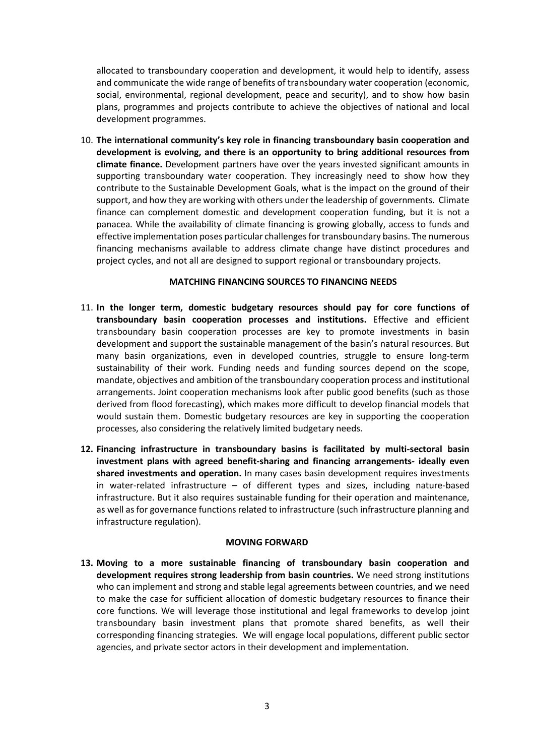allocated to transboundary cooperation and development, it would help to identify, assess and communicate the wide range of benefits of transboundary water cooperation (economic, social, environmental, regional development, peace and security), and to show how basin plans, programmes and projects contribute to achieve the objectives of national and local development programmes.

10. **The international community's key role in financing transboundary basin cooperation and development is evolving, and there is an opportunity to bring additional resources from climate finance.** Development partners have over the years invested significant amounts in supporting transboundary water cooperation. They increasingly need to show how they contribute to the Sustainable Development Goals, what is the impact on the ground of their support, and how they are working with others under the leadership of governments. Climate finance can complement domestic and development cooperation funding, but it is not a panacea. While the availability of climate financing is growing globally, access to funds and effective implementation poses particular challenges for transboundary basins. The numerous financing mechanisms available to address climate change have distinct procedures and project cycles, and not all are designed to support regional or transboundary projects.

**MATCHING FINANCING SOURCES TO FINANCING NEEDS**

11. **In the longer term, domestic budgetary resources should pay for core functions of transboundary basin cooperation processes and institutions.** Effective and efficient transboundary basin cooperation processes are key to promote investments in basin development and support the sustainable management of the basin's natural resources. But many basin organizations, even in developed countries, struggle to ensure long-term sustainability of their work. Funding needs and funding sources depend on the scope, mandate, objectives and ambition of the transboundary cooperation process and institutional arrangements. Joint cooperation mechanisms look after public good benefits (such as those derived from flood forecasting), which makes more difficult to develop financial models that would sustain them. Domestic budgetary resources are key in supporting the cooperation processes, also considering the relatively limited budgetary needs.

12. **Financing infrastructure in transboundary basins is facilitated by multi-sectoral basin investment plans with agreed benefit-sharing and financing arrangements- ideally even shared investments and operation.** In many cases basin development requires investments in water-related infrastructure – of different types and sizes, including nature-based infrastructure. But it also requires sustainable funding for their operation and maintenance, as well as for governance functions related to infrastructure (such infrastructure planning and infrastructure regulation).

**MOVING FORWARD**

13. **Moving to a more sustainable financing of transboundary basin cooperation and development requires strong leadership from basin countries.** We need strong institutions who can implement and strong and stable legal agreements between countries, and we need to make the case for sufficient allocation of domestic budgetary resources to finance their core functions. We will leverage those institutional and legal frameworks to develop joint transboundary basin investment plans that promote shared benefits, as well their corresponding financing strategies. We will engage local populations, different public sector agencies, and private sector actors in their development and implementation.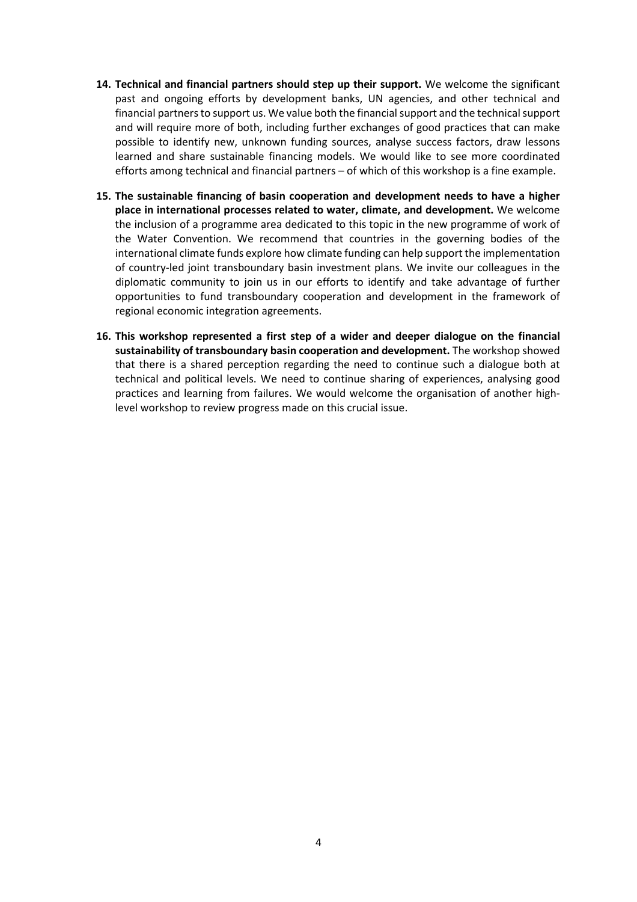14. **Technical and financial partners should step up their support.** We welcome the significant past and ongoing efforts by development banks, UN agencies, and other technical and financial partners to support us. We value both the financial support and the technical support and will require more of both, including further exchanges of good practices that can make possible to identify new, unknown funding sources, analyse success factors, draw lessons learned and share sustainable financing models. We would like to see more coordinated efforts among technical and financial partners – of which of this workshop is a fine example.

15. **The sustainable financing of basin cooperation and development needs to have a higher place in international processes related to water, climate, and development.** We welcome the inclusion of a programme area dedicated to this topic in the new programme of work of the Water Convention. We recommend that countries in the governing bodies of the international climate funds explore how climate funding can help support the implementation of country-led joint transboundary basin investment plans. We invite our colleagues in the diplomatic community to join us in our efforts to identify and take advantage of further opportunities to fund transboundary cooperation and development in the framework of regional economic integration agreements.

16. **This workshop represented a first step of a wider and deeper dialogue on the financial sustainability of transboundary basin cooperation and development.** The workshop showed that there is a shared perception regarding the need to continue such a dialogue both at technical and political levels. We need to continue sharing of experiences, analysing good practices and learning from failures. We would welcome the organisation of another high-level workshop to review progress made on this crucial issue.